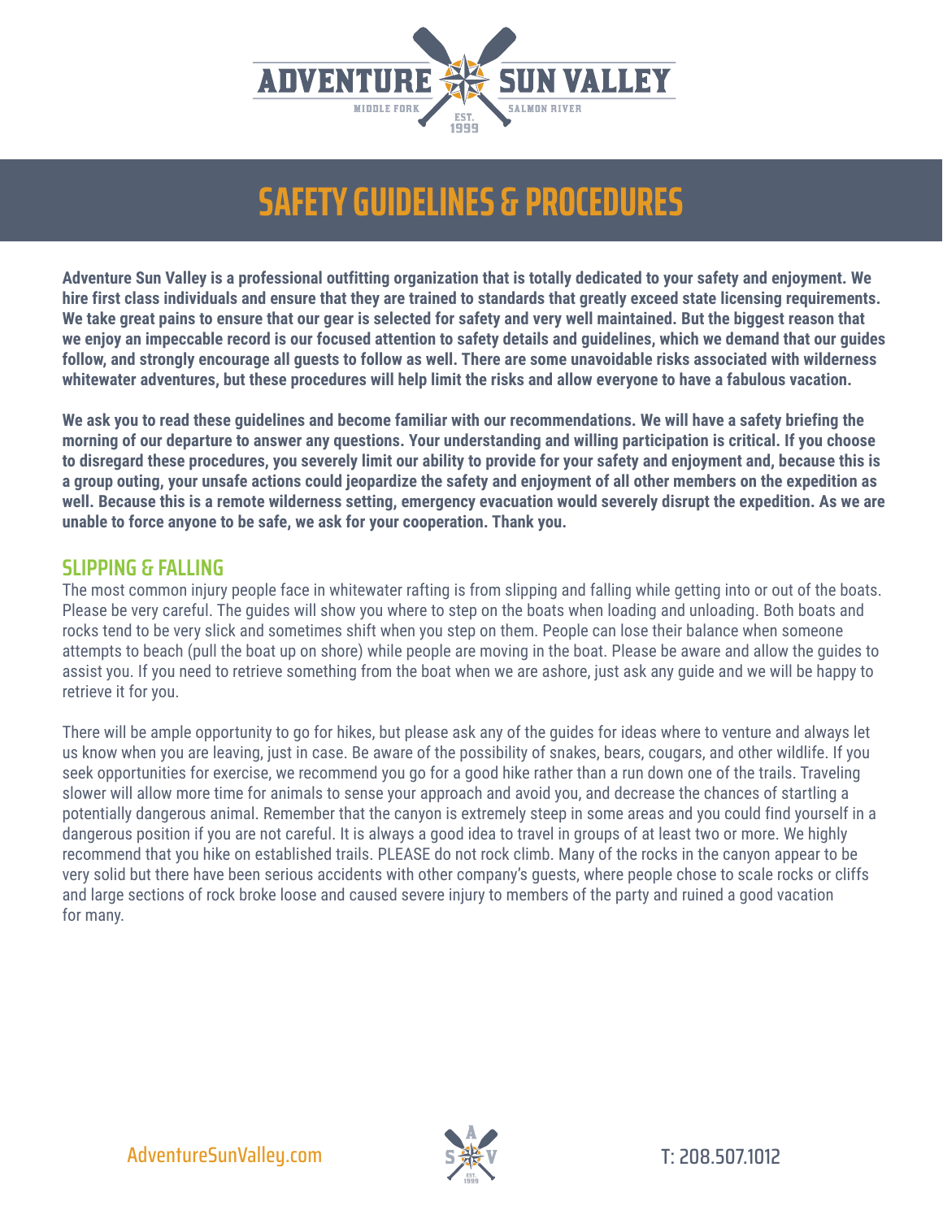# SAFETY GUIDELINES & PROCEDURES

**Adventure Sun Valley is a professional outfitting organization that is totally dedicated to your safety and enjoyment. We hire first class individuals and ensure that they are trained to standards that greatly exceed state licensing requirements. We take great pains to ensure that our gear is selected for safety and very well maintained. But the biggest reason that we enjoy an impeccable record is our focused attention to safety details and guidelines, which we demand that our guides follow, and strongly encourage all guests to follow as well. There are some unavoidable risks associated with wilderness whitewater adventures, but these procedures will help limit the risks and allow everyone to have a fabulous vacation.**

**We ask you to read these guidelines and become familiar with our recommendations. We will have a safety briefing the morning of our departure to answer any questions. Your understanding and willing participation is critical. If you choose to disregard these procedures, you severely limit our ability to provide for your safety and enjoyment and, because this is a group outing, your unsafe actions could jeopardize the safety and enjoyment of all other members on the expedition as well. Because this is a remote wilderness setting, emergency evacuation would severely disrupt the expedition. As we are unable to force anyone to be safe, we ask for your cooperation. Thank you.**

## SLIPPING & FALLING

The most common injury people face in whitewater rafting is from slipping and falling while getting into or out of the boats. Please be very careful. The guides will show you where to step on the boats when loading and unloading. Both boats and rocks tend to be very slick and sometimes shift when you step on them. People can lose their balance when someone attempts to beach (pull the boat up on shore) while people are moving in the boat. Please be aware and allow the guides to assist you. If you need to retrieve something from the boat when we are ashore, just ask any guide and we will be happy to retrieve it for you.

There will be ample opportunity to go for hikes, but please ask any of the guides for ideas where to venture and always let us know when you are leaving, just in case. Be aware of the possibility of snakes, bears, cougars, and other wildlife. If you seek opportunities for exercise, we recommend you go for a good hike rather than a run down one of the trails. Traveling slower will allow more time for animals to sense your approach and avoid you, and decrease the chances of startling a potentially dangerous animal. Remember that the canyon is extremely steep in some areas and you could find yourself in a dangerous position if you are not careful. It is always a good idea to travel in groups of at least two or more. We highly recommend that you hike on established trails. PLEASE do not rock climb. Many of the rocks in the canyon appear to be very solid but there have been serious accidents with other company's guests, where people chose to scale rocks or cliffs and large sections of rock broke loose and caused severe injury to members of the party and ruined a good vacation for many.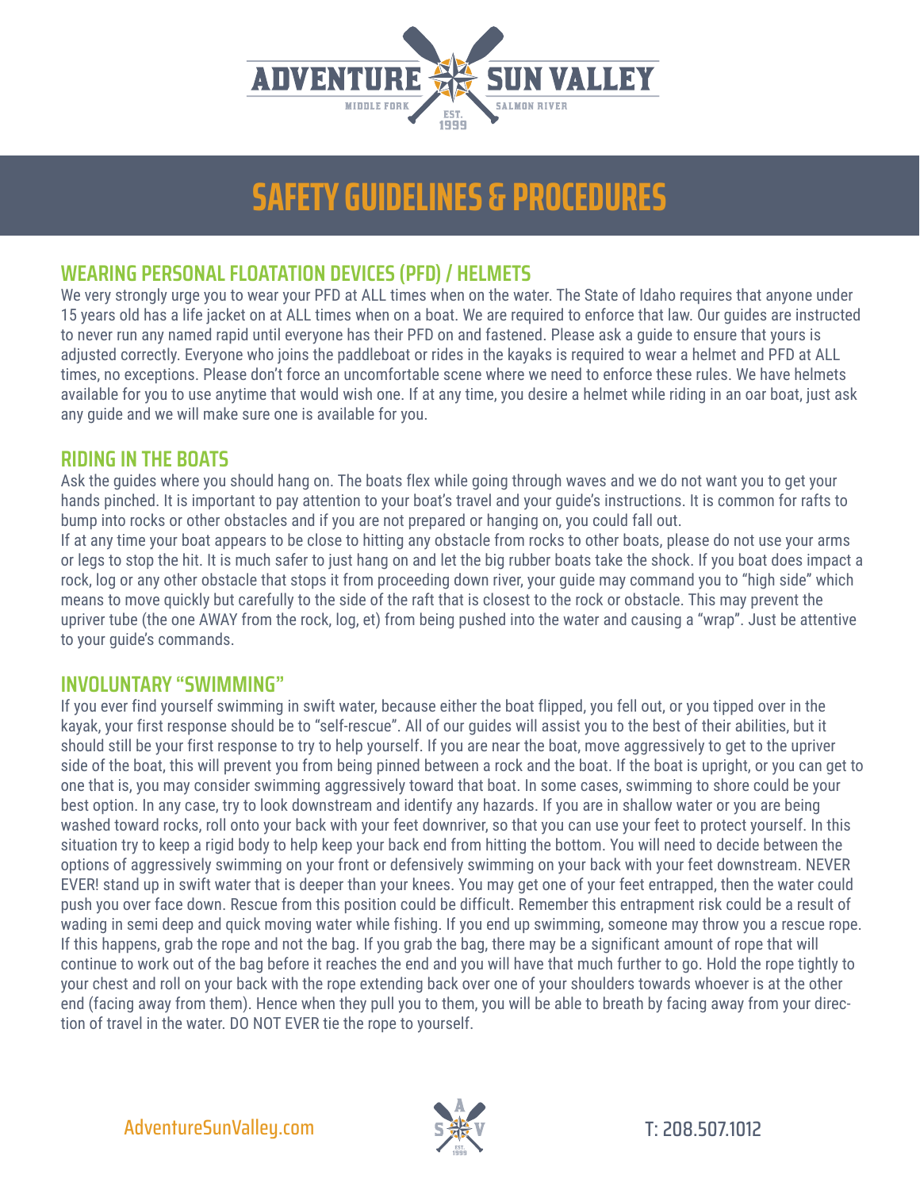# SAFETY GUIDELINES & PROCEDURES

## WEARING PERSONAL FLOATATION DEVICES (PFD) / HELMETS

We very strongly urge you to wear your PFD at ALL times when on the water. The State of Idaho requires that anyone under 15 years old has a life jacket on at ALL times when on a boat. We are required to enforce that law. Our guides are instructed to never run any named rapid until everyone has their PFD on and fastened. Please ask a guide to ensure that yours is adjusted correctly. Everyone who joins the paddleboat or rides in the kayaks is required to wear a helmet and PFD at ALL times, no exceptions. Please don't force an uncomfortable scene where we need to enforce these rules. We have helmets available for you to use anytime that would wish one. If at any time, you desire a helmet while riding in an oar boat, just ask any guide and we will make sure one is available for you.

## RIDING IN THE BOATS

Ask the guides where you should hang on. The boats flex while going through waves and we do not want you to get your hands pinched. It is important to pay attention to your boat's travel and your guide's instructions. It is common for rafts to bump into rocks or other obstacles and if you are not prepared or hanging on, you could fall out.

If at any time your boat appears to be close to hitting any obstacle from rocks to other boats, please do not use your arms or legs to stop the hit. It is much safer to just hang on and let the big rubber boats take the shock. If you boat does impact a rock, log or any other obstacle that stops it from proceeding down river, your guide may command you to "high side" which means to move quickly but carefully to the side of the raft that is closest to the rock or obstacle. This may prevent the upriver tube (the one AWAY from the rock, log, et) from being pushed into the water and causing a "wrap". Just be attentive to your guide's commands.

## INVOLUNTARY "SWIMMING"

If you ever find yourself swimming in swift water, because either the boat flipped, you fell out, or you tipped over in the kayak, your first response should be to "self-rescue". All of our guides will assist you to the best of their abilities, but it should still be your first response to try to help yourself. If you are near the boat, move aggressively to get to the upriver side of the boat, this will prevent you from being pinned between a rock and the boat. If the boat is upright, or you can get to one that is, you may consider swimming aggressively toward that boat. In some cases, swimming to shore could be your best option. In any case, try to look downstream and identify any hazards. If you are in shallow water or you are being washed toward rocks, roll onto your back with your feet downriver, so that you can use your feet to protect yourself. In this situation try to keep a rigid body to help keep your back end from hitting the bottom. You will need to decide between the options of aggressively swimming on your front or defensively swimming on your back with your feet downstream. NEVER EVER! stand up in swift water that is deeper than your knees. You may get one of your feet entrapped, then the water could push you over face down. Rescue from this position could be difficult. Remember this entrapment risk could be a result of wading in semi deep and quick moving water while fishing. If you end up swimming, someone may throw you a rescue rope. If this happens, grab the rope and not the bag. If you grab the bag, there may be a significant amount of rope that will continue to work out of the bag before it reaches the end and you will have that much further to go. Hold the rope tightly to your chest and roll on your back with the rope extending back over one of your shoulders towards whoever is at the other end (facing away from them). Hence when they pull you to them, you will be able to breath by facing away from your direction of travel in the water. DO NOT EVER tie the rope to yourself.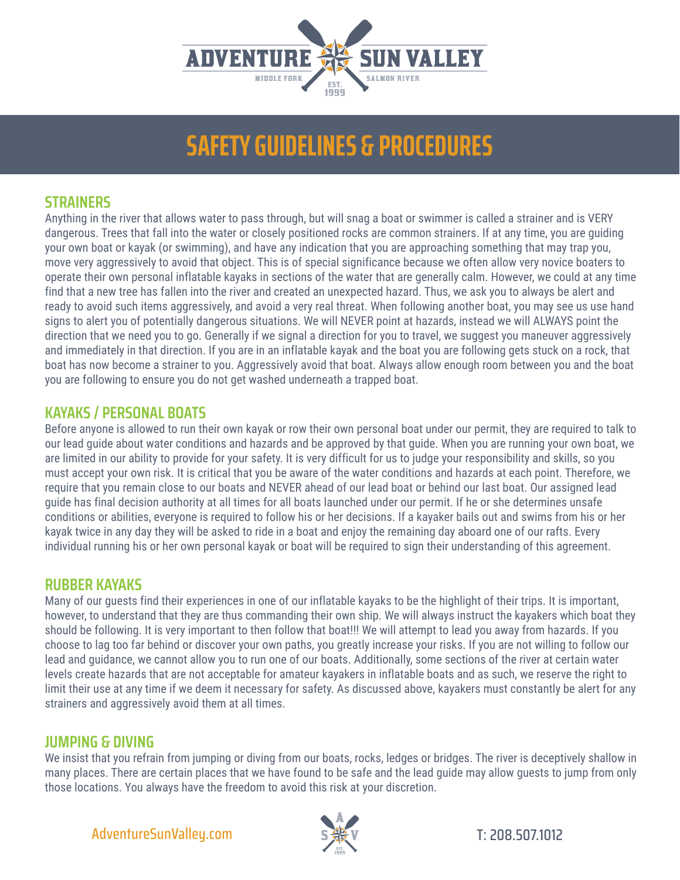# SAFETY GUIDELINES & PROCEDURES

## STRAINERS

Anything in the river that allows water to pass through, but will snag a boat or swimmer is called a strainer and is VERY dangerous. Trees that fall into the water or closely positioned rocks are common strainers. If at any time, you are guiding your own boat or kayak (or swimming), and have any indication that you are approaching something that may trap you, move very aggressively to avoid that object. This is of special significance because we often allow very novice boaters to operate their own personal inflatable kayaks in sections of the water that are generally calm. However, we could at any time find that a new tree has fallen into the river and created an unexpected hazard. Thus, we ask you to always be alert and ready to avoid such items aggressively, and avoid a very real threat. When following another boat, you may see us use hand signs to alert you of potentially dangerous situations. We will NEVER point at hazards, instead we will ALWAYS point the direction that we need you to go. Generally if we signal a direction for you to travel, we suggest you maneuver aggressively and immediately in that direction. If you are in an inflatable kayak and the boat you are following gets stuck on a rock, that boat has now become a strainer to you. Aggressively avoid that boat. Always allow enough room between you and the boat you are following to ensure you do not get washed underneath a trapped boat.

## KAYAKS / PERSONAL BOATS

Before anyone is allowed to run their own kayak or row their own personal boat under our permit, they are required to talk to our lead guide about water conditions and hazards and be approved by that guide. When you are running your own boat, we are limited in our ability to provide for your safety. It is very difficult for us to judge your responsibility and skills, so you must accept your own risk. It is critical that you be aware of the water conditions and hazards at each point. Therefore, we require that you remain close to our boats and NEVER ahead of our lead boat or behind our last boat. Our assigned lead guide has final decision authority at all times for all boats launched under our permit. If he or she determines unsafe conditions or abilities, everyone is required to follow his or her decisions. If a kayaker bails out and swims from his or her kayak twice in any day they will be asked to ride in a boat and enjoy the remaining day aboard one of our rafts. Every individual running his or her own personal kayak or boat will be required to sign their understanding of this agreement.

## RUBBER KAYAKS

Many of our guests find their experiences in one of our inflatable kayaks to be the highlight of their trips. It is important, however, to understand that they are thus commanding their own ship. We will always instruct the kayakers which boat they should be following. It is very important to then follow that boat!!! We will attempt to lead you away from hazards. If you choose to lag too far behind or discover your own paths, you greatly increase your risks. If you are not willing to follow our lead and guidance, we cannot allow you to run one of our boats. Additionally, some sections of the river at certain water levels create hazards that are not acceptable for amateur kayakers in inflatable boats and as such, we reserve the right to limit their use at any time if we deem it necessary for safety. As discussed above, kayakers must constantly be alert for any strainers and aggressively avoid them at all times.

## JUMPING & DIVING

We insist that you refrain from jumping or diving from our boats, rocks, ledges or bridges. The river is deceptively shallow in many places. There are certain places that we have found to be safe and the lead guide may allow guests to jump from only those locations. You always have the freedom to avoid this risk at your discretion.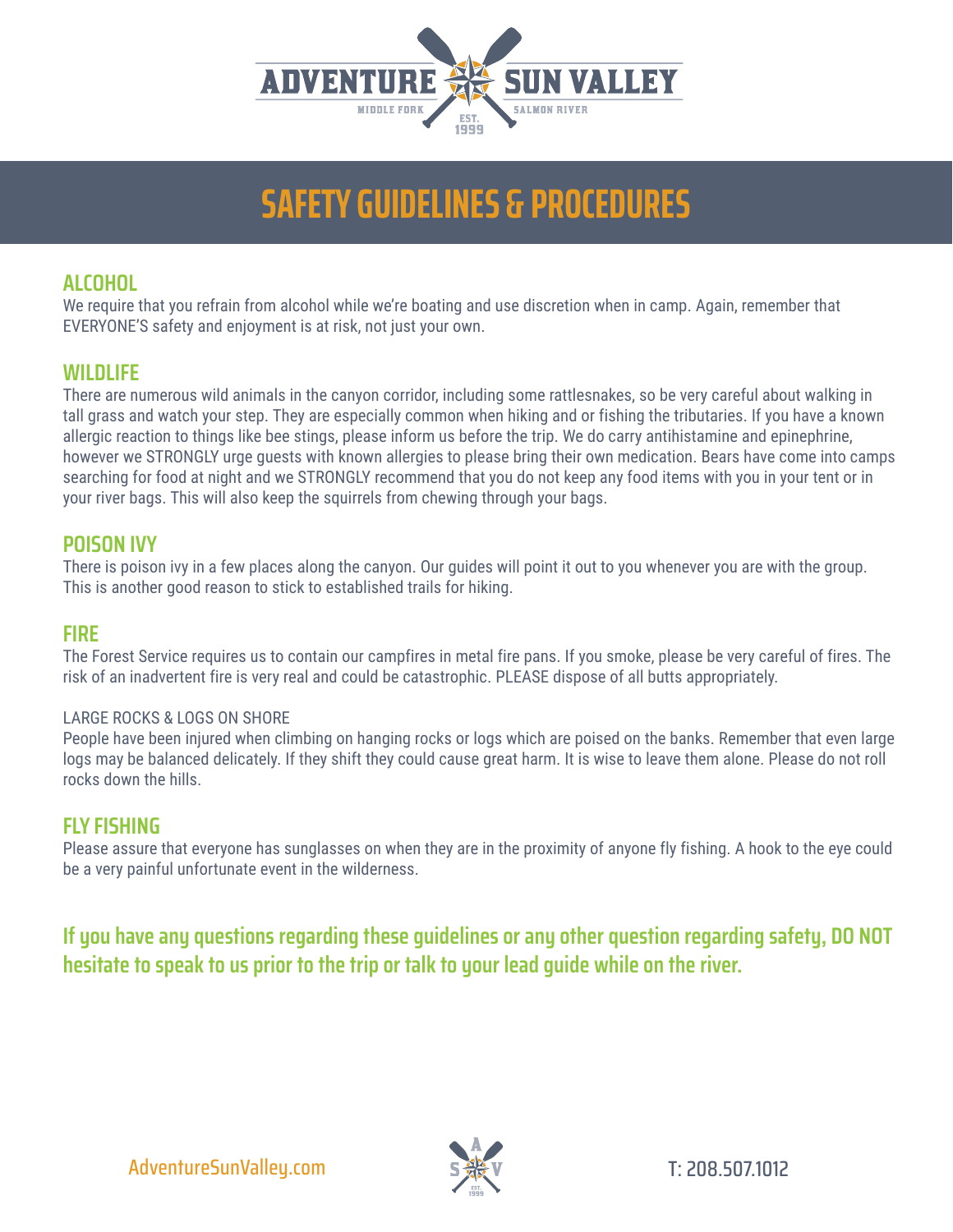ADVENTURE SUN VALLEY

MIDDLE FORK · EST. 1999 · SALMON RIVER

# SAFETY GUIDELINES & PROCEDURES

## ALCOHOL

We require that you refrain from alcohol while we're boating and use discretion when in camp. Again, remember that EVERYONE'S safety and enjoyment is at risk, not just your own.

## WILDLIFE

There are numerous wild animals in the canyon corridor, including some rattlesnakes, so be very careful about walking in tall grass and watch your step. They are especially common when hiking and or fishing the tributaries. If you have a known allergic reaction to things like bee stings, please inform us before the trip. We do carry antihistamine and epinephrine, however we STRONGLY urge guests with known allergies to please bring their own medication. Bears have come into camps searching for food at night and we STRONGLY recommend that you do not keep any food items with you in your tent or in your river bags. This will also keep the squirrels from chewing through your bags.

## POISON IVY

There is poison ivy in a few places along the canyon. Our guides will point it out to you whenever you are with the group. This is another good reason to stick to established trails for hiking.

## FIRE

The Forest Service requires us to contain our campfires in metal fire pans. If you smoke, please be very careful of fires. The risk of an inadvertent fire is very real and could be catastrophic. PLEASE dispose of all butts appropriately.

LARGE ROCKS & LOGS ON SHORE

People have been injured when climbing on hanging rocks or logs which are poised on the banks. Remember that even large logs may be balanced delicately. If they shift they could cause great harm. It is wise to leave them alone. Please do not roll rocks down the hills.

## FLY FISHING

Please assure that everyone has sunglasses on when they are in the proximity of anyone fly fishing. A hook to the eye could be a very painful unfortunate event in the wilderness.

**If you have any questions regarding these guidelines or any other question regarding safety, DO NOT hesitate to speak to us prior to the trip or talk to your lead guide while on the river.**

AdventureSunValley.com

T: 208.507.1012